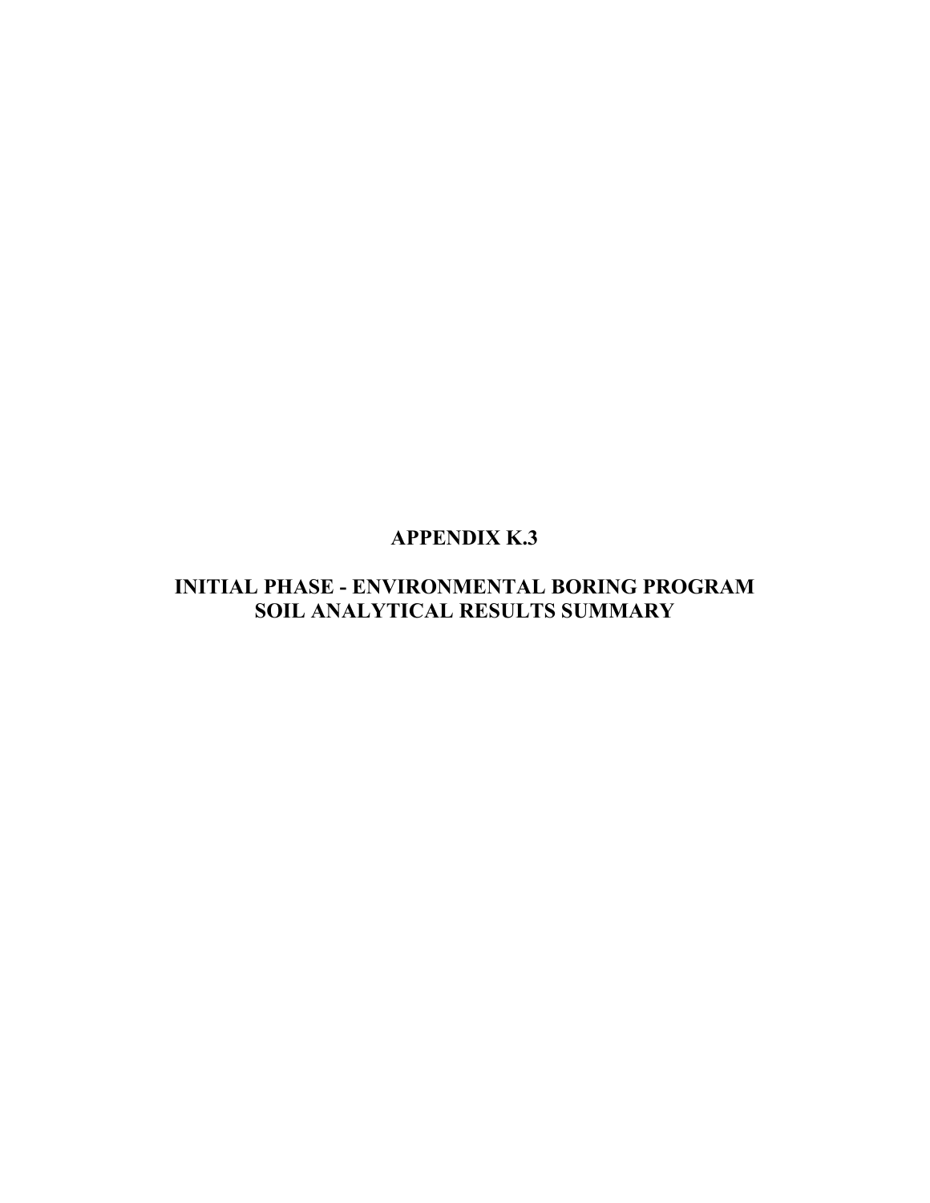# APPENDIX K.3

## INITIAL PHASE - ENVIRONMENTAL BORING PROGRAM
## SOIL ANALYTICAL RESULTS SUMMARY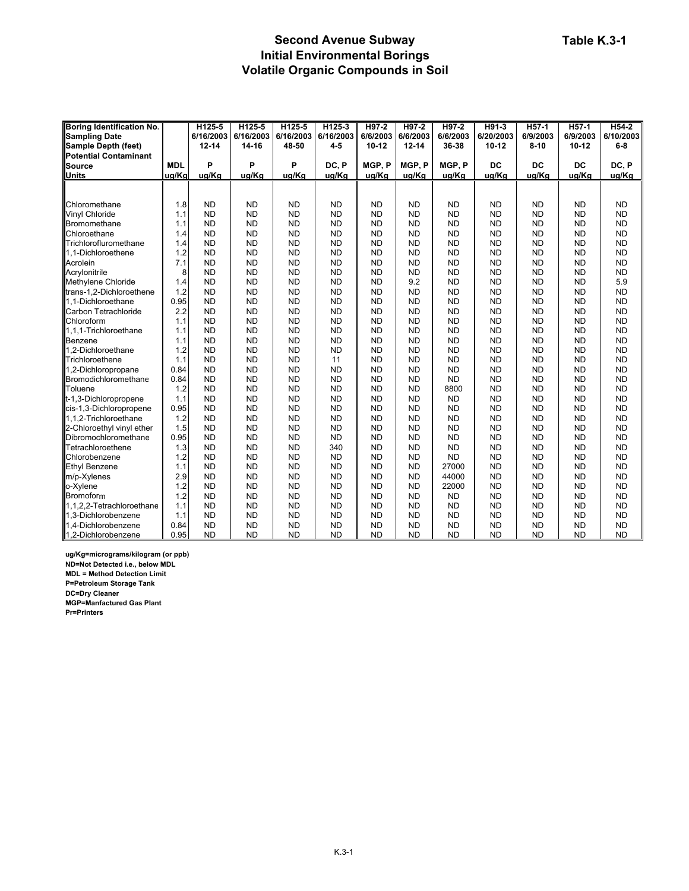# Second Avenue Subway
## Initial Environmental Borings
## Volatile Organic Compounds in Soil

**Table K.3-1**

| Boring Identification No. | | H125-5 | H125-5 | H125-5 | H125-3 | H97-2 | H97-2 | H97-2 | H91-3 | H57-1 | H57-1 | H54-2 |
|---|---|---|---|---|---|---|---|---|---|---|---|---|
| Sampling Date | | 6/16/2003 | 6/16/2003 | 6/16/2003 | 6/16/2003 | 6/6/2003 | 6/6/2003 | 6/6/2003 | 6/20/2003 | 6/9/2003 | 6/9/2003 | 6/10/2003 |
| Sample Depth (feet) | | 12-14 | 14-16 | 48-50 | 4-5 | 10-12 | 12-14 | 36-38 | 10-12 | 8-10 | 10-12 | 6-8 |
| Potential Contaminant Source | MDL | P | P | P | DC, P | MGP, P | MGP, P | MGP, P | DC | DC | DC | DC, P |
| Units | ug/Kg | ug/Kg | ug/Kg | ug/Kg | ug/Kg | ug/Kg | ug/Kg | ug/Kg | ug/Kg | ug/Kg | ug/Kg | ug/Kg |
| Chloromethane | 1.8 | ND | ND | ND | ND | ND | ND | ND | ND | ND | ND | ND |
| Vinyl Chloride | 1.1 | ND | ND | ND | ND | ND | ND | ND | ND | ND | ND | ND |
| Bromomethane | 1.1 | ND | ND | ND | ND | ND | ND | ND | ND | ND | ND | ND |
| Chloroethane | 1.4 | ND | ND | ND | ND | ND | ND | ND | ND | ND | ND | ND |
| Trichlorofluromethane | 1.4 | ND | ND | ND | ND | ND | ND | ND | ND | ND | ND | ND |
| 1,1-Dichloroethene | 1.2 | ND | ND | ND | ND | ND | ND | ND | ND | ND | ND | ND |
| Acrolein | 7.1 | ND | ND | ND | ND | ND | ND | ND | ND | ND | ND | ND |
| Acrylonitrile | 8 | ND | ND | ND | ND | ND | ND | ND | ND | ND | ND | ND |
| Methylene Chloride | 1.4 | ND | ND | ND | ND | ND | 9.2 | ND | ND | ND | ND | 5.9 |
| trans-1,2-Dichloroethene | 1.2 | ND | ND | ND | ND | ND | ND | ND | ND | ND | ND | ND |
| 1,1-Dichloroethane | 0.95 | ND | ND | ND | ND | ND | ND | ND | ND | ND | ND | ND |
| Carbon Tetrachloride | 2.2 | ND | ND | ND | ND | ND | ND | ND | ND | ND | ND | ND |
| Chloroform | 1.1 | ND | ND | ND | ND | ND | ND | ND | ND | ND | ND | ND |
| 1,1,1-Trichloroethane | 1.1 | ND | ND | ND | ND | ND | ND | ND | ND | ND | ND | ND |
| Benzene | 1.1 | ND | ND | ND | ND | ND | ND | ND | ND | ND | ND | ND |
| 1,2-Dichloroethane | 1.2 | ND | ND | ND | ND | ND | ND | ND | ND | ND | ND | ND |
| Trichloroethene | 1.1 | ND | ND | ND | 11 | ND | ND | ND | ND | ND | ND | ND |
| 1,2-Dichloropropane | 0.84 | ND | ND | ND | ND | ND | ND | ND | ND | ND | ND | ND |
| Bromodichloromethane | 0.84 | ND | ND | ND | ND | ND | ND | ND | ND | ND | ND | ND |
| Toluene | 1.2 | ND | ND | ND | ND | ND | ND | 8800 | ND | ND | ND | ND |
| t-1,3-Dichloropropene | 1.1 | ND | ND | ND | ND | ND | ND | ND | ND | ND | ND | ND |
| cis-1,3-Dichloropropene | 0.95 | ND | ND | ND | ND | ND | ND | ND | ND | ND | ND | ND |
| 1,1,2-Trichloroethane | 1.2 | ND | ND | ND | ND | ND | ND | ND | ND | ND | ND | ND |
| 2-Chloroethyl vinyl ether | 1.5 | ND | ND | ND | ND | ND | ND | ND | ND | ND | ND | ND |
| Dibromochloromethane | 0.95 | ND | ND | ND | ND | ND | ND | ND | ND | ND | ND | ND |
| Tetrachloroethene | 1.3 | ND | ND | ND | 340 | ND | ND | ND | ND | ND | ND | ND |
| Chlorobenzene | 1.2 | ND | ND | ND | ND | ND | ND | ND | ND | ND | ND | ND |
| Ethyl Benzene | 1.1 | ND | ND | ND | ND | ND | ND | 27000 | ND | ND | ND | ND |
| m/p-Xylenes | 2.9 | ND | ND | ND | ND | ND | ND | 44000 | ND | ND | ND | ND |
| o-Xylene | 1.2 | ND | ND | ND | ND | ND | ND | 22000 | ND | ND | ND | ND |
| Bromoform | 1.2 | ND | ND | ND | ND | ND | ND | ND | ND | ND | ND | ND |
| 1,1,2,2-Tetrachloroethane | 1.1 | ND | ND | ND | ND | ND | ND | ND | ND | ND | ND | ND |
| 1,3-Dichlorobenzene | 1.1 | ND | ND | ND | ND | ND | ND | ND | ND | ND | ND | ND |
| 1,4-Dichlorobenzene | 0.84 | ND | ND | ND | ND | ND | ND | ND | ND | ND | ND | ND |
| 1,2-Dichlorobenzene | 0.95 | ND | ND | ND | ND | ND | ND | ND | ND | ND | ND | ND |

**ug/Kg=micrograms/kilogram (or ppb)**
**ND=Not Detected i.e., below MDL**
**MDL = Method Detection Limit**
**P=Petroleum Storage Tank**
**DC=Dry Cleaner**
**MGP=Manfactured Gas Plant**
**Pr=Printers**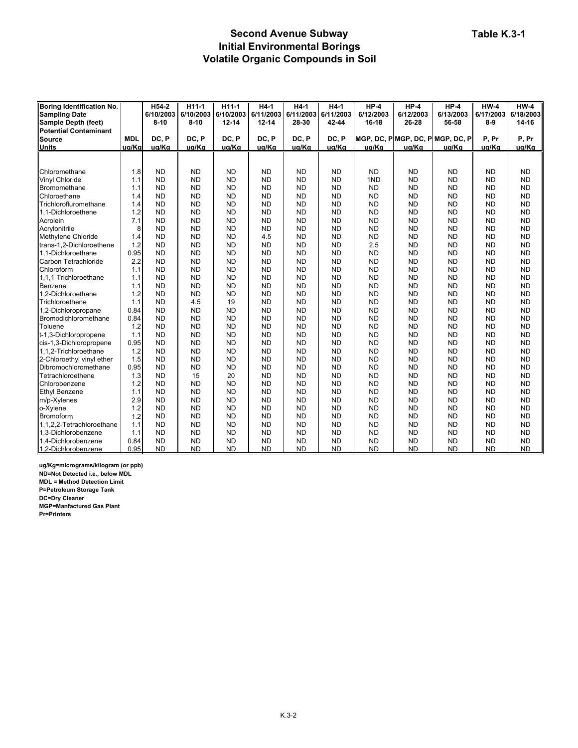# Second Avenue Subway
## Initial Environmental Borings
## Volatile Organic Compounds in Soil

**Table K.3-1**

| Boring Identification No. | | H54-2 | H11-1 | H11-1 | H4-1 | H4-1 | H4-1 | HP-4 | HP-4 | HP-4 | HW-4 | HW-4 |
|---|---|---|---|---|---|---|---|---|---|---|---|---|
| **Sampling Date** | | 6/10/2003 | 6/10/2003 | 6/10/2003 | 6/11/2003 | 6/11/2003 | 6/11/2003 | 6/12/2003 | 6/12/2003 | 6/13/2003 | 6/17/2003 | 6/18/2003 |
| **Sample Depth (feet)** | | 8-10 | 8-10 | 12-14 | 12-14 | 28-30 | 42-44 | 16-18 | 26-28 | 56-58 | 8-9 | 14-16 |
| **Potential Contaminant Source** | **MDL** | DC, P | DC, P | DC, P | DC, P | DC, P | DC, P | MGP, DC, P | MGP, DC, P | MGP, DC, P | P, Pr | P, Pr |
| **Units** | **ug/Kg** | ug/Kg | ug/Kg | ug/Kg | ug/Kg | ug/Kg | ug/Kg | ug/Kg | ug/Kg | ug/Kg | ug/Kg | ug/Kg |
| Chloromethane | 1.8 | ND | ND | ND | ND | ND | ND | ND | ND | ND | ND | ND |
| Vinyl Chloride | 1.1 | ND | ND | ND | ND | ND | ND | 1ND | ND | ND | ND | ND |
| Bromomethane | 1.1 | ND | ND | ND | ND | ND | ND | ND | ND | ND | ND | ND |
| Chloroethane | 1.4 | ND | ND | ND | ND | ND | ND | ND | ND | ND | ND | ND |
| Trichloroflurometháne | 1.4 | ND | ND | ND | ND | ND | ND | ND | ND | ND | ND | ND |
| 1,1-Dichloroethene | 1.2 | ND | ND | ND | ND | ND | ND | ND | ND | ND | ND | ND |
| Acrolein | 7.1 | ND | ND | ND | ND | ND | ND | ND | ND | ND | ND | ND |
| Acrylonitrile | 8 | ND | ND | ND | ND | ND | ND | ND | ND | ND | ND | ND |
| Methylene Chloride | 1.4 | ND | ND | ND | 4.5 | ND | ND | ND | ND | ND | ND | ND |
| trans-1,2-Dichloroethene | 1.2 | ND | ND | ND | ND | ND | ND | 2.5 | ND | ND | ND | ND |
| 1,1-Dichloroethane | 0.95 | ND | ND | ND | ND | ND | ND | ND | ND | ND | ND | ND |
| Carbon Tetrachloride | 2.2 | ND | ND | ND | ND | ND | ND | ND | ND | ND | ND | ND |
| Chloroform | 1.1 | ND | ND | ND | ND | ND | ND | ND | ND | ND | ND | ND |
| 1,1,1-Trichloroethane | 1.1 | ND | ND | ND | ND | ND | ND | ND | ND | ND | ND | ND |
| Benzene | 1.1 | ND | ND | ND | ND | ND | ND | ND | ND | ND | ND | ND |
| 1,2-Dichloroethane | 1.2 | ND | ND | ND | ND | ND | ND | ND | ND | ND | ND | ND |
| Trichloroethene | 1.1 | ND | 4.5 | 19 | ND | ND | ND | ND | ND | ND | ND | ND |
| 1,2-Dichloropropane | 0.84 | ND | ND | ND | ND | ND | ND | ND | ND | ND | ND | ND |
| Bromodichloromethane | 0.84 | ND | ND | ND | ND | ND | ND | ND | ND | ND | ND | ND |
| Toluene | 1.2 | ND | ND | ND | ND | ND | ND | ND | ND | ND | ND | ND |
| t-1,3-Dichloropropene | 1.1 | ND | ND | ND | ND | ND | ND | ND | ND | ND | ND | ND |
| cis-1,3-Dichloropropene | 0.95 | ND | ND | ND | ND | ND | ND | ND | ND | ND | ND | ND |
| 1,1,2-Trichloroethane | 1.2 | ND | ND | ND | ND | ND | ND | ND | ND | ND | ND | ND |
| 2-Chloroethyl vinyl ether | 1.5 | ND | ND | ND | ND | ND | ND | ND | ND | ND | ND | ND |
| Dibromochloromethane | 0.95 | ND | ND | ND | ND | ND | ND | ND | ND | ND | ND | ND |
| Tetrachloroethene | 1.3 | ND | 15 | 20 | ND | ND | ND | ND | ND | ND | ND | ND |
| Chlorobenzene | 1.2 | ND | ND | ND | ND | ND | ND | ND | ND | ND | ND | ND |
| Ethyl Benzene | 1.1 | ND | ND | ND | ND | ND | ND | ND | ND | ND | ND | ND |
| m/p-Xylenes | 2.9 | ND | ND | ND | ND | ND | ND | ND | ND | ND | ND | ND |
| o-Xylene | 1.2 | ND | ND | ND | ND | ND | ND | ND | ND | ND | ND | ND |
| Bromoform | 1.2 | ND | ND | ND | ND | ND | ND | ND | ND | ND | ND | ND |
| 1,1,2,2-Tetrachloroethane | 1.1 | ND | ND | ND | ND | ND | ND | ND | ND | ND | ND | ND |
| 1,3-Dichlorobenzene | 1.1 | ND | ND | ND | ND | ND | ND | ND | ND | ND | ND | ND |
| 1,4-Dichlorobenzene | 0.84 | ND | ND | ND | ND | ND | ND | ND | ND | ND | ND | ND |
| 1,2-Dichlorobenzene | 0.95 | ND | ND | ND | ND | ND | ND | ND | ND | ND | ND | ND |

**ug/Kg=micrograms/kilogram (or ppb)**
**ND=Not Detected i.e., below MDL**
**MDL = Method Detection Limit**
**P=Petroleum Storage Tank**
**DC=Dry Cleaner**
**MGP=Manfactured Gas Plant**
**Pr=Printers**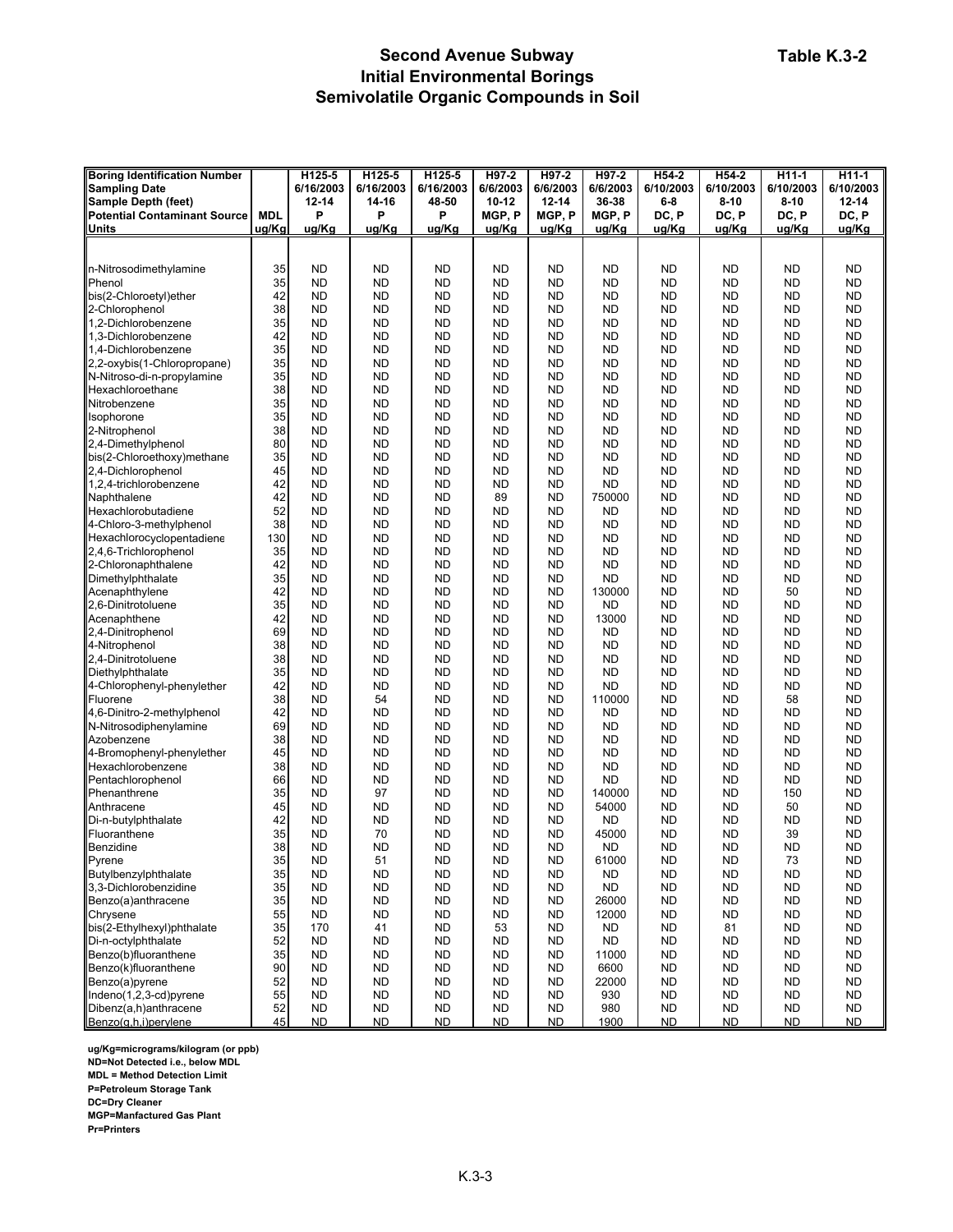# Second Avenue Subway
# Initial Environmental Borings
# Semivolatile Organic Compounds in Soil

**Table K.3-2**

| Boring Identification Number | | H125-5 | H125-5 | H125-5 | H97-2 | H97-2 | H97-2 | H54-2 | H54-2 | H11-1 | H11-1 |
|---|---|---|---|---|---|---|---|---|---|---|---|
| Sampling Date | | 6/16/2003 | 6/16/2003 | 6/16/2003 | 6/6/2003 | 6/6/2003 | 6/6/2003 | 6/10/2003 | 6/10/2003 | 6/10/2003 | 6/10/2003 |
| Sample Depth (feet) | | 12-14 | 14-16 | 48-50 | 10-12 | 12-14 | 36-38 | 6-8 | 8-10 | 8-10 | 12-14 |
| Potential Contaminant Source | MDL | P | P | P | MGP, P | MGP, P | MGP, P | DC, P | DC, P | DC, P | DC, P |
| Units | ug/Kg | ug/Kg | ug/Kg | ug/Kg | ug/Kg | ug/Kg | ug/Kg | ug/Kg | ug/Kg | ug/Kg | ug/Kg |
| n-Nitrosodimethylamine | 35 | ND | ND | ND | ND | ND | ND | ND | ND | ND | ND |
| Phenol | 35 | ND | ND | ND | ND | ND | ND | ND | ND | ND | ND |
| bis(2-Chloroetyl)ether | 42 | ND | ND | ND | ND | ND | ND | ND | ND | ND | ND |
| 2-Chlorophenol | 38 | ND | ND | ND | ND | ND | ND | ND | ND | ND | ND |
| 1,2-Dichlorobenzene | 35 | ND | ND | ND | ND | ND | ND | ND | ND | ND | ND |
| 1,3-Dichlorobenzene | 42 | ND | ND | ND | ND | ND | ND | ND | ND | ND | ND |
| 1,4-Dichlorobenzene | 35 | ND | ND | ND | ND | ND | ND | ND | ND | ND | ND |
| 2,2-oxybis(1-Chloropropane) | 35 | ND | ND | ND | ND | ND | ND | ND | ND | ND | ND |
| N-Nitroso-di-n-propylamine | 35 | ND | ND | ND | ND | ND | ND | ND | ND | ND | ND |
| Hexachloroethane | 38 | ND | ND | ND | ND | ND | ND | ND | ND | ND | ND |
| Nitrobenzene | 35 | ND | ND | ND | ND | ND | ND | ND | ND | ND | ND |
| Isophorone | 35 | ND | ND | ND | ND | ND | ND | ND | ND | ND | ND |
| 2-Nitrophenol | 38 | ND | ND | ND | ND | ND | ND | ND | ND | ND | ND |
| 2,4-Dimethylphenol | 80 | ND | ND | ND | ND | ND | ND | ND | ND | ND | ND |
| bis(2-Chloroethoxy)methane | 35 | ND | ND | ND | ND | ND | ND | ND | ND | ND | ND |
| 2,4-Dichlorophenol | 45 | ND | ND | ND | ND | ND | ND | ND | ND | ND | ND |
| 1,2,4-trichlorobenzene | 42 | ND | ND | ND | ND | ND | ND | ND | ND | ND | ND |
| Naphthalene | 42 | ND | ND | ND | 89 | ND | 750000 | ND | ND | ND | ND |
| Hexachlorobutadiene | 52 | ND | ND | ND | ND | ND | ND | ND | ND | ND | ND |
| 4-Chloro-3-methylphenol | 38 | ND | ND | ND | ND | ND | ND | ND | ND | ND | ND |
| Hexachlorocyclopentadiene | 130 | ND | ND | ND | ND | ND | ND | ND | ND | ND | ND |
| 2,4,6-Trichlorophenol | 35 | ND | ND | ND | ND | ND | ND | ND | ND | ND | ND |
| 2-Chloronaphthalene | 42 | ND | ND | ND | ND | ND | ND | ND | ND | ND | ND |
| Dimethylphthalate | 35 | ND | ND | ND | ND | ND | ND | ND | ND | ND | ND |
| Acenaphthylene | 42 | ND | ND | ND | ND | ND | 130000 | ND | ND | 50 | ND |
| 2,6-Dinitrotoluene | 35 | ND | ND | ND | ND | ND | ND | ND | ND | ND | ND |
| Acenaphthene | 42 | ND | ND | ND | ND | ND | 13000 | ND | ND | ND | ND |
| 2,4-Dinitrophenol | 69 | ND | ND | ND | ND | ND | ND | ND | ND | ND | ND |
| 4-Nitrophenol | 38 | ND | ND | ND | ND | ND | ND | ND | ND | ND | ND |
| 2,4-Dinitrotoluene | 38 | ND | ND | ND | ND | ND | ND | ND | ND | ND | ND |
| Diethylphthalate | 35 | ND | ND | ND | ND | ND | ND | ND | ND | ND | ND |
| 4-Chlorophenyl-phenylether | 42 | ND | ND | ND | ND | ND | ND | ND | ND | ND | ND |
| Fluorene | 38 | ND | 54 | ND | ND | ND | 110000 | ND | ND | 58 | ND |
| 4,6-Dinitro-2-methylphenol | 42 | ND | ND | ND | ND | ND | ND | ND | ND | ND | ND |
| N-Nitrosodiphenylamine | 69 | ND | ND | ND | ND | ND | ND | ND | ND | ND | ND |
| Azobenzene | 38 | ND | ND | ND | ND | ND | ND | ND | ND | ND | ND |
| 4-Bromophenyl-phenylether | 45 | ND | ND | ND | ND | ND | ND | ND | ND | ND | ND |
| Hexachlorobenzene | 38 | ND | ND | ND | ND | ND | ND | ND | ND | ND | ND |
| Pentachlorophenol | 66 | ND | ND | ND | ND | ND | ND | ND | ND | ND | ND |
| Phenanthrene | 35 | ND | 97 | ND | ND | ND | 140000 | ND | ND | 150 | ND |
| Anthracene | 45 | ND | ND | ND | ND | ND | 54000 | ND | ND | 50 | ND |
| Di-n-butylphthalate | 42 | ND | ND | ND | ND | ND | ND | ND | ND | ND | ND |
| Fluoranthene | 35 | ND | 70 | ND | ND | ND | 45000 | ND | ND | 39 | ND |
| Benzidine | 38 | ND | ND | ND | ND | ND | ND | ND | ND | ND | ND |
| Pyrene | 35 | ND | 51 | ND | ND | ND | 61000 | ND | ND | 73 | ND |
| Butylbenzylphthalate | 35 | ND | ND | ND | ND | ND | ND | ND | ND | ND | ND |
| 3,3-Dichlorobenzidine | 35 | ND | ND | ND | ND | ND | ND | ND | ND | ND | ND |
| Benzo(a)anthracene | 35 | ND | ND | ND | ND | ND | 26000 | ND | ND | ND | ND |
| Chrysene | 55 | ND | ND | ND | ND | ND | 12000 | ND | ND | ND | ND |
| bis(2-Ethylhexyl)phthalate | 35 | 170 | 41 | ND | 53 | ND | ND | ND | 81 | ND | ND |
| Di-n-octylphthalate | 52 | ND | ND | ND | ND | ND | ND | ND | ND | ND | ND |
| Benzo(b)fluoranthene | 35 | ND | ND | ND | ND | ND | 11000 | ND | ND | ND | ND |
| Benzo(k)fluoranthene | 90 | ND | ND | ND | ND | ND | 6600 | ND | ND | ND | ND |
| Benzo(a)pyrene | 52 | ND | ND | ND | ND | ND | 22000 | ND | ND | ND | ND |
| Indeno(1,2,3-cd)pyrene | 55 | ND | ND | ND | ND | ND | 930 | ND | ND | ND | ND |
| Dibenz(a,h)anthracene | 52 | ND | ND | ND | ND | ND | 980 | ND | ND | ND | ND |
| Benzo(g,h,i)perylene | 45 | ND | ND | ND | ND | ND | 1900 | ND | ND | ND | ND |

**ug/Kg=micrograms/kilogram (or ppb)**
**ND=Not Detected i.e., below MDL**
**MDL = Method Detection Limit**
**P=Petroleum Storage Tank**
**DC=Dry Cleaner**
**MGP=Manfactured Gas Plant**
**Pr=Printers**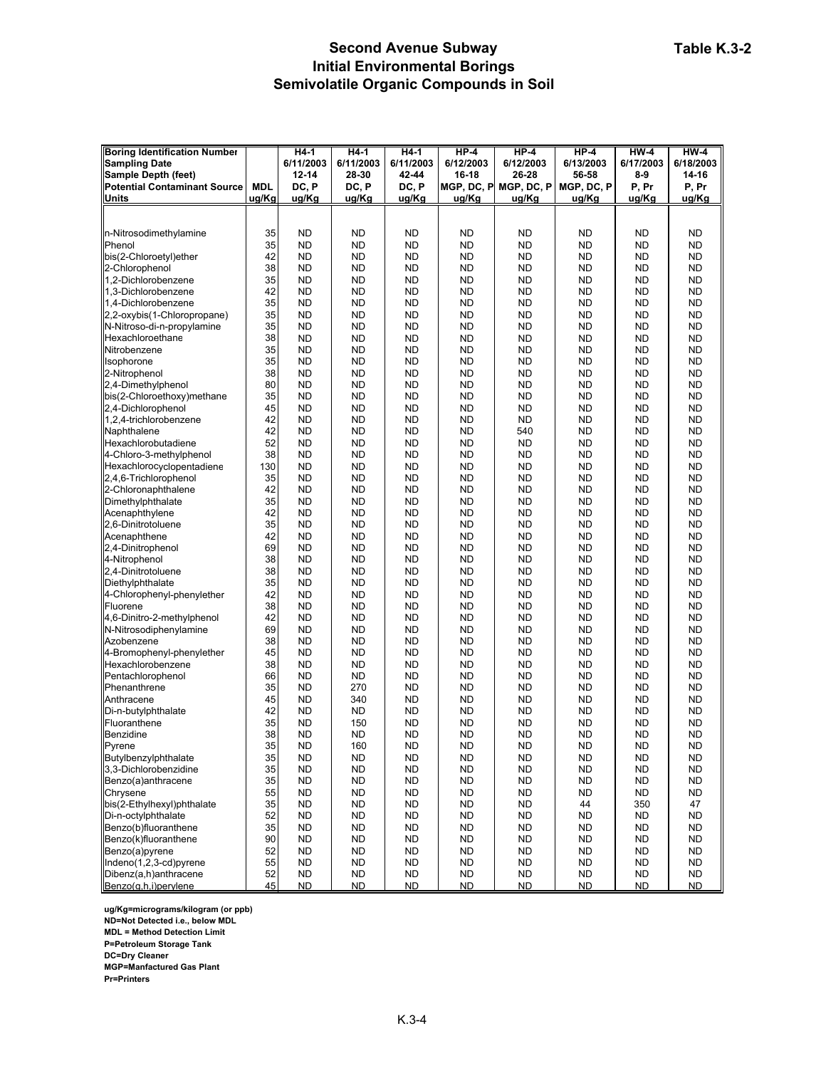# Second Avenue Subway
## Initial Environmental Borings
## Semivolatile Organic Compounds in Soil

**Table K.3-2**

| Boring Identification Number | | H4-1 | H4-1 | H4-1 | HP-4 | HP-4 | HP-4 | HW-4 | HW-4 |
|---|---|---|---|---|---|---|---|---|---|
| Sampling Date | | 6/11/2003 | 6/11/2003 | 6/11/2003 | 6/12/2003 | 6/12/2003 | 6/13/2003 | 6/17/2003 | 6/18/2003 |
| Sample Depth (feet) | | 12-14 | 28-30 | 42-44 | 16-18 | 26-28 | 56-58 | 8-9 | 14-16 |
| Potential Contaminant Source | MDL | DC, P | DC, P | DC, P | MGP, DC, P | MGP, DC, P | MGP, DC, P | P, Pr | P, Pr |
| Units | ug/Kg | ug/Kg | ug/Kg | ug/Kg | ug/Kg | ug/Kg | ug/Kg | ug/Kg | ug/Kg |
| n-Nitrosodimethylamine | 35 | ND | ND | ND | ND | ND | ND | ND | ND |
| Phenol | 35 | ND | ND | ND | ND | ND | ND | ND | ND |
| bis(2-Chloroetyl)ether | 42 | ND | ND | ND | ND | ND | ND | ND | ND |
| 2-Chlorophenol | 38 | ND | ND | ND | ND | ND | ND | ND | ND |
| 1,2-Dichlorobenzene | 35 | ND | ND | ND | ND | ND | ND | ND | ND |
| 1,3-Dichlorobenzene | 42 | ND | ND | ND | ND | ND | ND | ND | ND |
| 1,4-Dichlorobenzene | 35 | ND | ND | ND | ND | ND | ND | ND | ND |
| 2,2-oxybis(1-Chloropropane) | 35 | ND | ND | ND | ND | ND | ND | ND | ND |
| N-Nitroso-di-n-propylamine | 35 | ND | ND | ND | ND | ND | ND | ND | ND |
| Hexachloroethane | 38 | ND | ND | ND | ND | ND | ND | ND | ND |
| Nitrobenzene | 35 | ND | ND | ND | ND | ND | ND | ND | ND |
| Isophorone | 35 | ND | ND | ND | ND | ND | ND | ND | ND |
| 2-Nitrophenol | 38 | ND | ND | ND | ND | ND | ND | ND | ND |
| 2,4-Dimethylphenol | 80 | ND | ND | ND | ND | ND | ND | ND | ND |
| bis(2-Chloroethoxy)methane | 35 | ND | ND | ND | ND | ND | ND | ND | ND |
| 2,4-Dichlorophenol | 45 | ND | ND | ND | ND | ND | ND | ND | ND |
| 1,2,4-trichlorobenzene | 42 | ND | ND | ND | ND | ND | ND | ND | ND |
| Naphthalene | 42 | ND | ND | ND | ND | 540 | ND | ND | ND |
| Hexachlorobutadiene | 52 | ND | ND | ND | ND | ND | ND | ND | ND |
| 4-Chloro-3-methylphenol | 38 | ND | ND | ND | ND | ND | ND | ND | ND |
| Hexachlorocyclopentadiene | 130 | ND | ND | ND | ND | ND | ND | ND | ND |
| 2,4,6-Trichlorophenol | 35 | ND | ND | ND | ND | ND | ND | ND | ND |
| 2-Chloronaphthalene | 42 | ND | ND | ND | ND | ND | ND | ND | ND |
| Dimethylphthalate | 35 | ND | ND | ND | ND | ND | ND | ND | ND |
| Acenaphthylene | 42 | ND | ND | ND | ND | ND | ND | ND | ND |
| 2,6-Dinitrotoluene | 35 | ND | ND | ND | ND | ND | ND | ND | ND |
| Acenaphthene | 42 | ND | ND | ND | ND | ND | ND | ND | ND |
| 2,4-Dinitrophenol | 69 | ND | ND | ND | ND | ND | ND | ND | ND |
| 4-Nitrophenol | 38 | ND | ND | ND | ND | ND | ND | ND | ND |
| 2,4-Dinitrotoluene | 38 | ND | ND | ND | ND | ND | ND | ND | ND |
| Diethylphthalate | 35 | ND | ND | ND | ND | ND | ND | ND | ND |
| 4-Chlorophenyl-phenylether | 42 | ND | ND | ND | ND | ND | ND | ND | ND |
| Fluorene | 38 | ND | ND | ND | ND | ND | ND | ND | ND |
| 4,6-Dinitro-2-methylphenol | 42 | ND | ND | ND | ND | ND | ND | ND | ND |
| N-Nitrosodiphenylamine | 69 | ND | ND | ND | ND | ND | ND | ND | ND |
| Azobenzene | 38 | ND | ND | ND | ND | ND | ND | ND | ND |
| 4-Bromophenyl-phenylether | 45 | ND | ND | ND | ND | ND | ND | ND | ND |
| Hexachlorobenzene | 38 | ND | ND | ND | ND | ND | ND | ND | ND |
| Pentachlorophenol | 66 | ND | ND | ND | ND | ND | ND | ND | ND |
| Phenanthrene | 35 | ND | 270 | ND | ND | ND | ND | ND | ND |
| Anthracene | 45 | ND | 340 | ND | ND | ND | ND | ND | ND |
| Di-n-butylphthalate | 42 | ND | ND | ND | ND | ND | ND | ND | ND |
| Fluoranthene | 35 | ND | 150 | ND | ND | ND | ND | ND | ND |
| Benzidine | 38 | ND | ND | ND | ND | ND | ND | ND | ND |
| Pyrene | 35 | ND | 160 | ND | ND | ND | ND | ND | ND |
| Butylbenzylphthalate | 35 | ND | ND | ND | ND | ND | ND | ND | ND |
| 3,3-Dichlorobenzidine | 35 | ND | ND | ND | ND | ND | ND | ND | ND |
| Benzo(a)anthracene | 35 | ND | ND | ND | ND | ND | ND | ND | ND |
| Chrysene | 55 | ND | ND | ND | ND | ND | ND | ND | ND |
| bis(2-Ethylhexyl)phthalate | 35 | ND | ND | ND | ND | ND | 44 | 350 | 47 |
| Di-n-octylphthalate | 52 | ND | ND | ND | ND | ND | ND | ND | ND |
| Benzo(b)fluoranthene | 35 | ND | ND | ND | ND | ND | ND | ND | ND |
| Benzo(k)fluoranthene | 90 | ND | ND | ND | ND | ND | ND | ND | ND |
| Benzo(a)pyrene | 52 | ND | ND | ND | ND | ND | ND | ND | ND |
| Indeno(1,2,3-cd)pyrene | 55 | ND | ND | ND | ND | ND | ND | ND | ND |
| Dibenz(a,h)anthracene | 52 | ND | ND | ND | ND | ND | ND | ND | ND |
| Benzo(g,h,i)perylene | 45 | ND | ND | ND | ND | ND | ND | ND | ND |

**ug/Kg=micrograms/kilogram (or ppb)**
**ND=Not Detected i.e., below MDL**
**MDL = Method Detection Limit**
**P=Petroleum Storage Tank**
**DC=Dry Cleaner**
**MGP=Manfactured Gas Plant**
**Pr=Printers**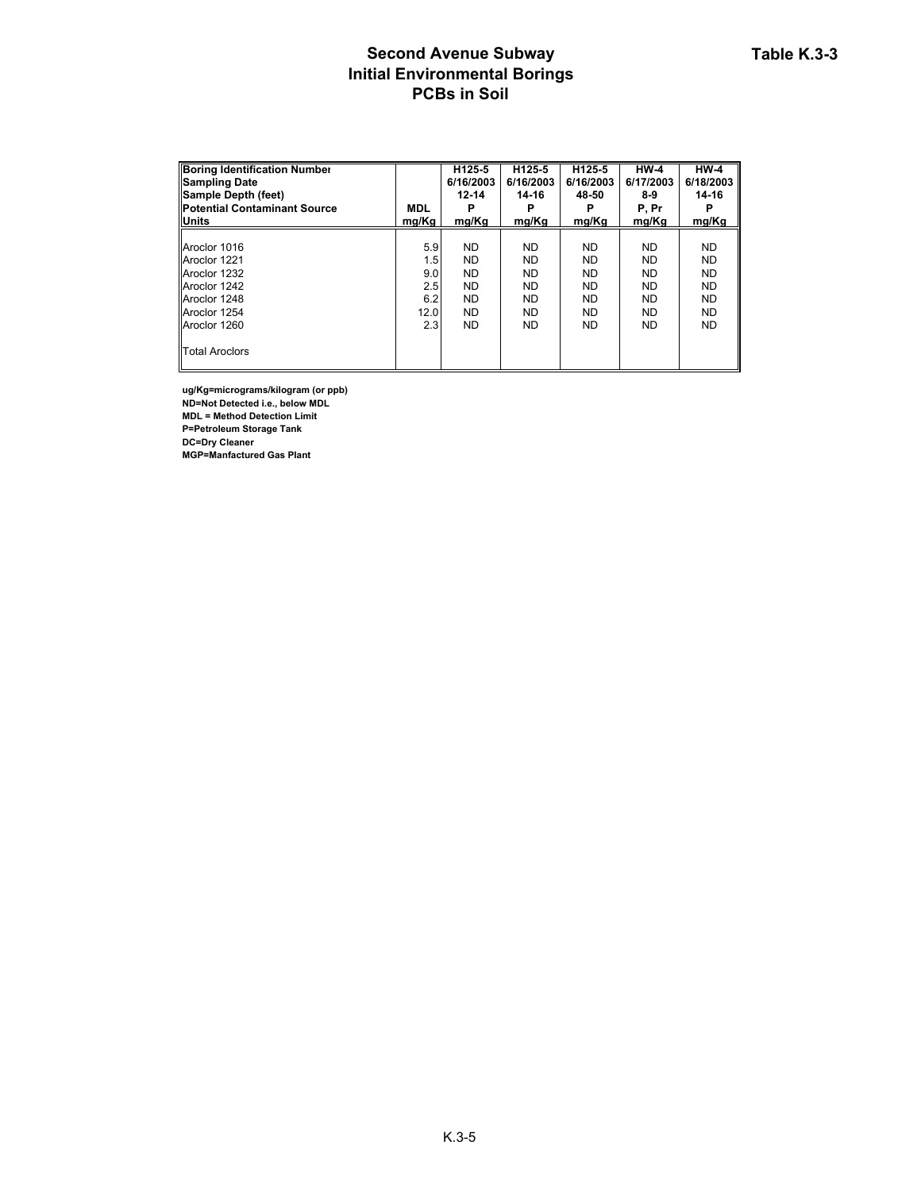# Second Avenue Subway
## Initial Environmental Borings
## PCBs in Soil

**Table K.3-3**

| **Boring Identification Number** | | **H125-5** | **H125-5** | **H125-5** | **HW-4** | **HW-4** |
|---|---|---|---|---|---|---|
| **Sampling Date** | | **6/16/2003** | **6/16/2003** | **6/16/2003** | **6/17/2003** | **6/18/2003** |
| **Sample Depth (feet)** | | **12-14** | **14-16** | **48-50** | **8-9** | **14-16** |
| **Potential Contaminant Source** | **MDL** | **P** | **P** | **P** | **P, Pr** | **P** |
| **Units** | **mg/Kg** | **mg/Kg** | **mg/Kg** | **mg/Kg** | **mg/Kg** | **mg/Kg** |
| Aroclor 1016 | 5.9 | ND | ND | ND | ND | ND |
| Aroclor 1221 | 1.5 | ND | ND | ND | ND | ND |
| Aroclor 1232 | 9.0 | ND | ND | ND | ND | ND |
| Aroclor 1242 | 2.5 | ND | ND | ND | ND | ND |
| Aroclor 1248 | 6.2 | ND | ND | ND | ND | ND |
| Aroclor 1254 | 12.0 | ND | ND | ND | ND | ND |
| Aroclor 1260 | 2.3 | ND | ND | ND | ND | ND |
| Total Aroclors | | | | | | |

**ug/Kg=micrograms/kilogram (or ppb)**
**ND=Not Detected i.e., below MDL**
**MDL = Method Detection Limit**
**P=Petroleum Storage Tank**
**DC=Dry Cleaner**
**MGP=Manfactured Gas Plant**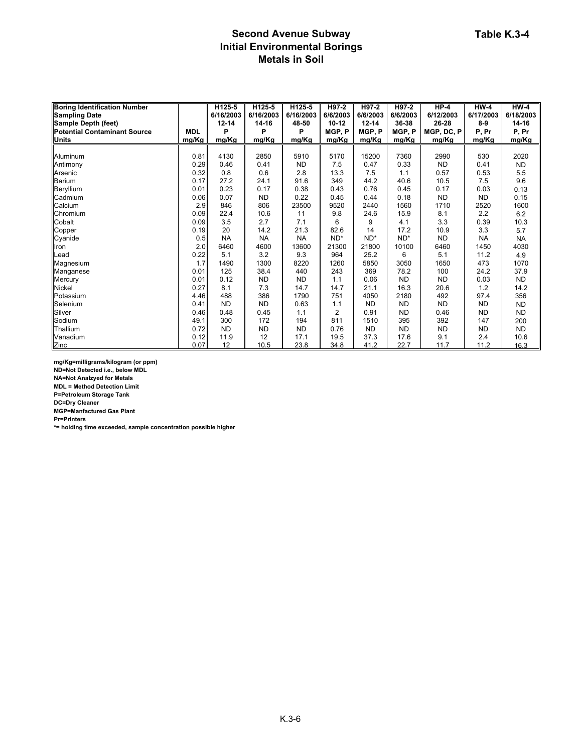# Second Avenue Subway
# Initial Environmental Borings
# Metals in Soil

**Table K.3-4**

| Boring Identification Number | | H125-5 | H125-5 | H125-5 | H97-2 | H97-2 | H97-2 | HP-4 | HW-4 | HW-4 |
|---|---|---|---|---|---|---|---|---|---|---|
| Sampling Date | | 6/16/2003 | 6/16/2003 | 6/16/2003 | 6/6/2003 | 6/6/2003 | 6/6/2003 | 6/12/2003 | 6/17/2003 | 6/18/2003 |
| Sample Depth (feet) | | 12-14 | 14-16 | 48-50 | 10-12 | 12-14 | 36-38 | 26-28 | 8-9 | 14-16 |
| Potential Contaminant Source | MDL | P | P | P | MGP, P | MGP, P | MGP, P | MGP, DC, P | P, Pr | P, Pr |
| Units | mg/Kg | mg/Kg | mg/Kg | mg/Kg | mg/Kg | mg/Kg | mg/Kg | mg/Kg | mg/Kg | mg/Kg |
| Aluminum | 0.81 | 4130 | 2850 | 5910 | 5170 | 15200 | 7360 | 2990 | 530 | 2020 |
| Antimony | 0.29 | 0.46 | 0.41 | ND | 7.5 | 0.47 | 0.33 | ND | 0.41 | ND |
| Arsenic | 0.32 | 0.8 | 0.6 | 2.8 | 13.3 | 7.5 | 1.1 | 0.57 | 0.53 | 5.5 |
| Barium | 0.17 | 27.2 | 24.1 | 91.6 | 349 | 44.2 | 40.6 | 10.5 | 7.5 | 9.6 |
| Beryllium | 0.01 | 0.23 | 0.17 | 0.38 | 0.43 | 0.76 | 0.45 | 0.17 | 0.03 | 0.13 |
| Cadmium | 0.06 | 0.07 | ND | 0.22 | 0.45 | 0.44 | 0.18 | ND | ND | 0.15 |
| Calcium | 2.9 | 846 | 806 | 23500 | 9520 | 2440 | 1560 | 1710 | 2520 | 1600 |
| Chromium | 0.09 | 22.4 | 10.6 | 11 | 9.8 | 24.6 | 15.9 | 8.1 | 2.2 | 6.2 |
| Cobalt | 0.09 | 3.5 | 2.7 | 7.1 | 6 | 9 | 4.1 | 3.3 | 0.39 | 10.3 |
| Copper | 0.19 | 20 | 14.2 | 21.3 | 82.6 | 14 | 17.2 | 10.9 | 3.3 | 5.7 |
| Cyanide | 0.5 | NA | NA | NA | ND* | ND* | ND* | ND | NA | NA |
| Iron | 2.0 | 6460 | 4600 | 13600 | 21300 | 21800 | 10100 | 6460 | 1450 | 4030 |
| Lead | 0.22 | 5.1 | 3.2 | 9.3 | 964 | 25.2 | 6 | 5.1 | 11.2 | 4.9 |
| Magnesium | 1.7 | 1490 | 1300 | 8220 | 1260 | 5850 | 3050 | 1650 | 473 | 1070 |
| Manganese | 0.01 | 125 | 38.4 | 440 | 243 | 369 | 78.2 | 100 | 24.2 | 37.9 |
| Mercury | 0.01 | 0.12 | ND | ND | 1.1 | 0.06 | ND | ND | 0.03 | ND |
| Nickel | 0.27 | 8.1 | 7.3 | 14.7 | 14.7 | 21.1 | 16.3 | 20.6 | 1.2 | 14.2 |
| Potassium | 4.46 | 488 | 386 | 1790 | 751 | 4050 | 2180 | 492 | 97.4 | 356 |
| Selenium | 0.41 | ND | ND | 0.63 | 1.1 | ND | ND | ND | ND | ND |
| Silver | 0.46 | 0.48 | 0.45 | 1.1 | 2 | 0.91 | ND | 0.46 | ND | ND |
| Sodium | 49.1 | 300 | 172 | 194 | 811 | 1510 | 395 | 392 | 147 | 200 |
| Thallium | 0.72 | ND | ND | ND | 0.76 | ND | ND | ND | ND | ND |
| Vanadium | 0.12 | 11.9 | 12 | 17.1 | 19.5 | 37.3 | 17.6 | 9.1 | 2.4 | 10.6 |
| Zinc | 0.07 | 12 | 10.5 | 23.8 | 34.8 | 41.2 | 22.7 | 11.7 | 11.2 | 16.3 |

**mg/Kg=milligrams/kilogram (or ppm)**
**ND=Not Detected i.e., below MDL**
**NA=Not Analzyed for Metals**
**MDL = Method Detection Limit**
**P=Petroleum Storage Tank**
**DC=Dry Cleaner**
**MGP=Manfactured Gas Plant**
**Pr=Printers**
***= holding time exceeded, sample concentration possible higher**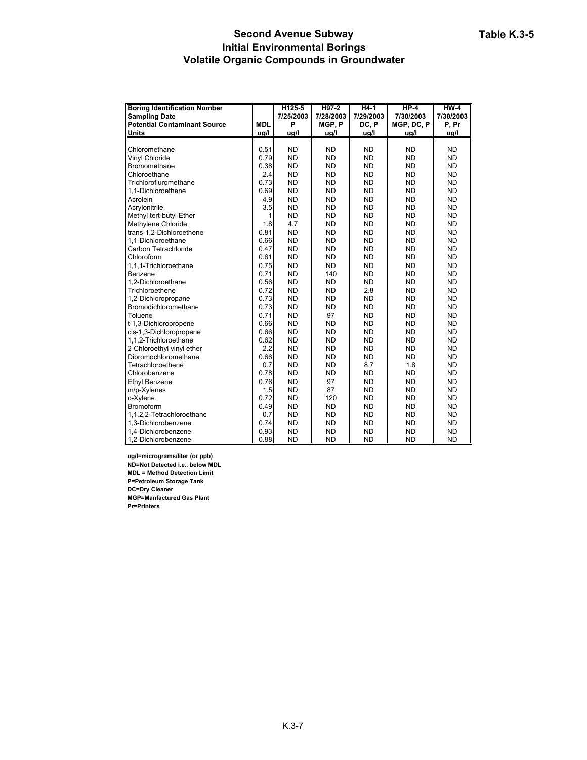# Second Avenue Subway
# Initial Environmental Borings
# Volatile Organic Compounds in Groundwater

**Table K.3-5**

| Boring Identification Number | | H125-5 | H97-2 | H4-1 | HP-4 | HW-4 |
|---|---|---|---|---|---|---|
| Sampling Date | | 7/25/2003 | 7/28/2003 | 7/29/2003 | 7/30/2003 | 7/30/2003 |
| Potential Contaminant Source | MDL | P | MGP, P | DC, P | MGP, DC, P | P, Pr |
| Units | ug/l | ug/l | ug/l | ug/l | ug/l | ug/l |
| Chloromethane | 0.51 | ND | ND | ND | ND | ND |
| Vinyl Chloride | 0.79 | ND | ND | ND | ND | ND |
| Bromomethane | 0.38 | ND | ND | ND | ND | ND |
| Chloroethane | 2.4 | ND | ND | ND | ND | ND |
| Trichlorofluromethane | 0.73 | ND | ND | ND | ND | ND |
| 1,1-Dichloroethene | 0.69 | ND | ND | ND | ND | ND |
| Acrolein | 4.9 | ND | ND | ND | ND | ND |
| Acrylonitrile | 3.5 | ND | ND | ND | ND | ND |
| Methyl tert-butyl Ether | 1 | ND | ND | ND | ND | ND |
| Methylene Chloride | 1.8 | 4.7 | ND | ND | ND | ND |
| trans-1,2-Dichloroethene | 0.81 | ND | ND | ND | ND | ND |
| 1,1-Dichloroethane | 0.66 | ND | ND | ND | ND | ND |
| Carbon Tetrachloride | 0.47 | ND | ND | ND | ND | ND |
| Chloroform | 0.61 | ND | ND | ND | ND | ND |
| 1,1,1-Trichloroethane | 0.75 | ND | ND | ND | ND | ND |
| Benzene | 0.71 | ND | 140 | ND | ND | ND |
| 1,2-Dichloroethane | 0.56 | ND | ND | ND | ND | ND |
| Trichloroethene | 0.72 | ND | ND | 2.8 | ND | ND |
| 1,2-Dichloropropane | 0.73 | ND | ND | ND | ND | ND |
| Bromodichloromethane | 0.73 | ND | ND | ND | ND | ND |
| Toluene | 0.71 | ND | 97 | ND | ND | ND |
| t-1,3-Dichloropropene | 0.66 | ND | ND | ND | ND | ND |
| cis-1,3-Dichloropropene | 0.66 | ND | ND | ND | ND | ND |
| 1,1,2-Trichloroethane | 0.62 | ND | ND | ND | ND | ND |
| 2-Chloroethyl vinyl ether | 2.2 | ND | ND | ND | ND | ND |
| Dibromochloromethane | 0.66 | ND | ND | ND | ND | ND |
| Tetrachloroethene | 0.7 | ND | ND | 8.7 | 1.8 | ND |
| Chlorobenzene | 0.78 | ND | ND | ND | ND | ND |
| Ethyl Benzene | 0.76 | ND | 97 | ND | ND | ND |
| m/p-Xylenes | 1.5 | ND | 87 | ND | ND | ND |
| o-Xylene | 0.72 | ND | 120 | ND | ND | ND |
| Bromoform | 0.49 | ND | ND | ND | ND | ND |
| 1,1,2,2-Tetrachloroethane | 0.7 | ND | ND | ND | ND | ND |
| 1,3-Dichlorobenzene | 0.74 | ND | ND | ND | ND | ND |
| 1,4-Dichlorobenzene | 0.93 | ND | ND | ND | ND | ND |
| 1,2-Dichlorobenzene | 0.88 | ND | ND | ND | ND | ND |

**ug/l=micrograms/liter (or ppb)**
**ND=Not Detected i.e., below MDL**
**MDL = Method Detection Limit**
**P=Petroleum Storage Tank**
**DC=Dry Cleaner**
**MGP=Manfactured Gas Plant**
**Pr=Printers**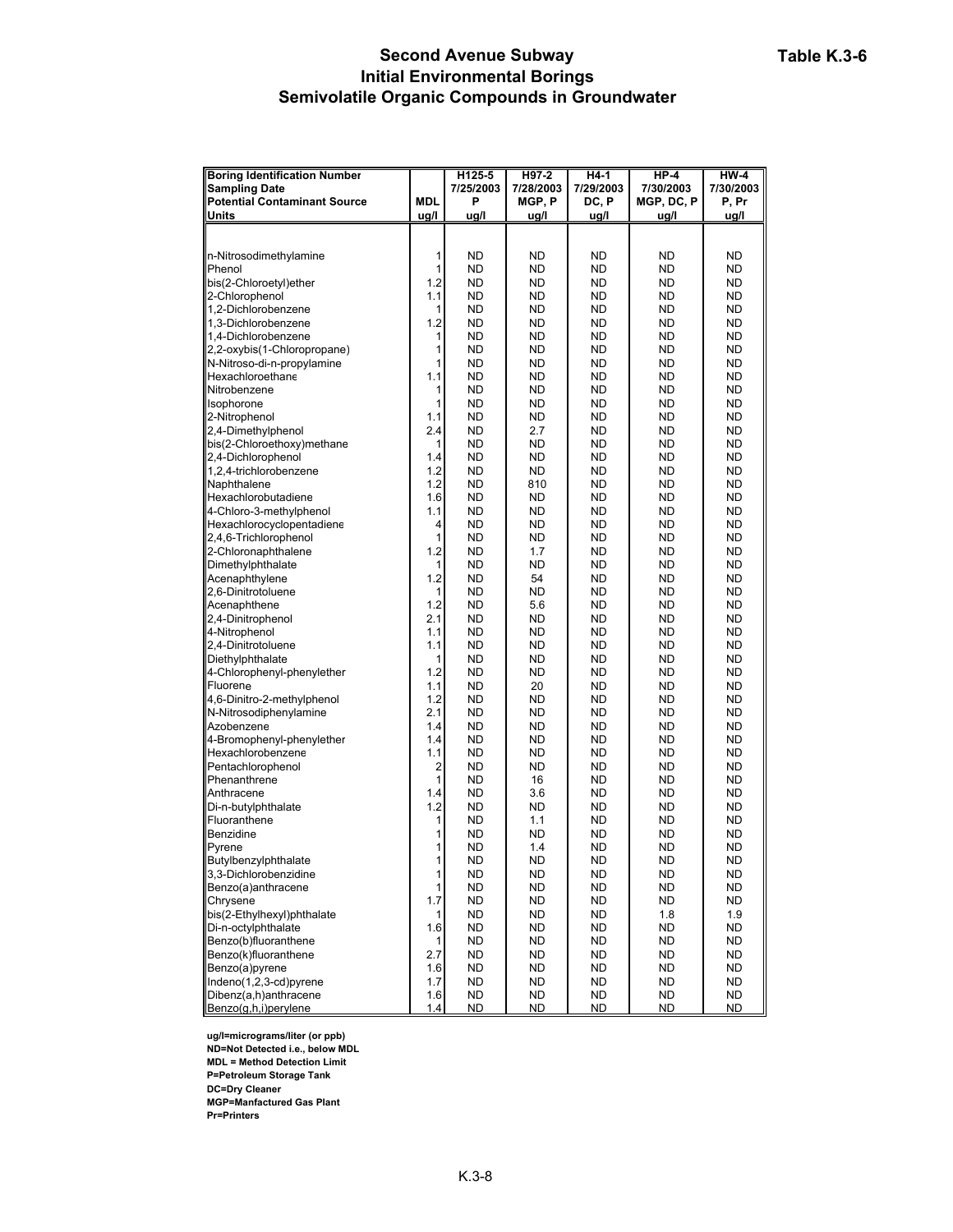# Second Avenue Subway
# Initial Environmental Borings
# Semivolatile Organic Compounds in Groundwater

**Table K.3-6**

| Boring Identification Number | | H125-5 | H97-2 | H4-1 | HP-4 | HW-4 |
|---|---|---|---|---|---|---|
| Sampling Date | | 7/25/2003 | 7/28/2003 | 7/29/2003 | 7/30/2003 | 7/30/2003 |
| Potential Contaminant Source | MDL | P | MGP, P | DC, P | MGP, DC, P | P, Pr |
| Units | ug/l | ug/l | ug/l | ug/l | ug/l | ug/l |
| n-Nitrosodimethylamine | 1 | ND | ND | ND | ND | ND |
| Phenol | 1 | ND | ND | ND | ND | ND |
| bis(2-Chloroetyl)ether | 1.2 | ND | ND | ND | ND | ND |
| 2-Chlorophenol | 1.1 | ND | ND | ND | ND | ND |
| 1,2-Dichlorobenzene | 1 | ND | ND | ND | ND | ND |
| 1,3-Dichlorobenzene | 1.2 | ND | ND | ND | ND | ND |
| 1,4-Dichlorobenzene | 1 | ND | ND | ND | ND | ND |
| 2,2-oxybis(1-Chloropropane) | 1 | ND | ND | ND | ND | ND |
| N-Nitroso-di-n-propylamine | 1 | ND | ND | ND | ND | ND |
| Hexachloroethane | 1.1 | ND | ND | ND | ND | ND |
| Nitrobenzene | 1 | ND | ND | ND | ND | ND |
| Isophorone | 1 | ND | ND | ND | ND | ND |
| 2-Nitrophenol | 1.1 | ND | ND | ND | ND | ND |
| 2,4-Dimethylphenol | 2.4 | ND | 2.7 | ND | ND | ND |
| bis(2-Chloroethoxy)methane | 1 | ND | ND | ND | ND | ND |
| 2,4-Dichlorophenol | 1.4 | ND | ND | ND | ND | ND |
| 1,2,4-trichlorobenzene | 1.2 | ND | ND | ND | ND | ND |
| Naphthalene | 1.2 | ND | 810 | ND | ND | ND |
| Hexachlorobutadiene | 1.6 | ND | ND | ND | ND | ND |
| 4-Chloro-3-methylphenol | 1.1 | ND | ND | ND | ND | ND |
| Hexachlorocyclopentadiene | 4 | ND | ND | ND | ND | ND |
| 2,4,6-Trichlorophenol | 1 | ND | ND | ND | ND | ND |
| 2-Chloronaphthalene | 1.2 | ND | 1.7 | ND | ND | ND |
| Dimethylphthalate | 1 | ND | ND | ND | ND | ND |
| Acenaphthylene | 1.2 | ND | 54 | ND | ND | ND |
| 2,6-Dinitrotoluene | 1 | ND | ND | ND | ND | ND |
| Acenaphthene | 1.2 | ND | 5.6 | ND | ND | ND |
| 2,4-Dinitrophenol | 2.1 | ND | ND | ND | ND | ND |
| 4-Nitrophenol | 1.1 | ND | ND | ND | ND | ND |
| 2,4-Dinitrotoluene | 1.1 | ND | ND | ND | ND | ND |
| Diethylphthalate | 1 | ND | ND | ND | ND | ND |
| 4-Chlorophenyl-phenylether | 1.2 | ND | ND | ND | ND | ND |
| Fluorene | 1.1 | ND | 20 | ND | ND | ND |
| 4,6-Dinitro-2-methylphenol | 1.2 | ND | ND | ND | ND | ND |
| N-Nitrosodiphenylamine | 2.1 | ND | ND | ND | ND | ND |
| Azobenzene | 1.4 | ND | ND | ND | ND | ND |
| 4-Bromophenyl-phenylether | 1.4 | ND | ND | ND | ND | ND |
| Hexachlorobenzene | 1.1 | ND | ND | ND | ND | ND |
| Pentachlorophenol | 2 | ND | ND | ND | ND | ND |
| Phenanthrene | 1 | ND | 16 | ND | ND | ND |
| Anthracene | 1.4 | ND | 3.6 | ND | ND | ND |
| Di-n-butylphthalate | 1.2 | ND | ND | ND | ND | ND |
| Fluoranthene | 1 | ND | 1.1 | ND | ND | ND |
| Benzidine | 1 | ND | ND | ND | ND | ND |
| Pyrene | 1 | ND | 1.4 | ND | ND | ND |
| Butylbenzylphthalate | 1 | ND | ND | ND | ND | ND |
| 3,3-Dichlorobenzidine | 1 | ND | ND | ND | ND | ND |
| Benzo(a)anthracene | 1 | ND | ND | ND | ND | ND |
| Chrysene | 1.7 | ND | ND | ND | ND | ND |
| bis(2-Ethylhexyl)phthalate | 1 | ND | ND | ND | 1.8 | 1.9 |
| Di-n-octylphthalate | 1.6 | ND | ND | ND | ND | ND |
| Benzo(b)fluoranthene | 1 | ND | ND | ND | ND | ND |
| Benzo(k)fluoranthene | 2.7 | ND | ND | ND | ND | ND |
| Benzo(a)pyrene | 1.6 | ND | ND | ND | ND | ND |
| Indeno(1,2,3-cd)pyrene | 1.7 | ND | ND | ND | ND | ND |
| Dibenz(a,h)anthracene | 1.6 | ND | ND | ND | ND | ND |
| Benzo(g,h,i)perylene | 1.4 | ND | ND | ND | ND | ND |

**ug/l=micrograms/liter (or ppb)**
**ND=Not Detected i.e., below MDL**
**MDL = Method Detection Limit**
**P=Petroleum Storage Tank**
**DC=Dry Cleaner**
**MGP=Manfactured Gas Plant**
**Pr=Printers**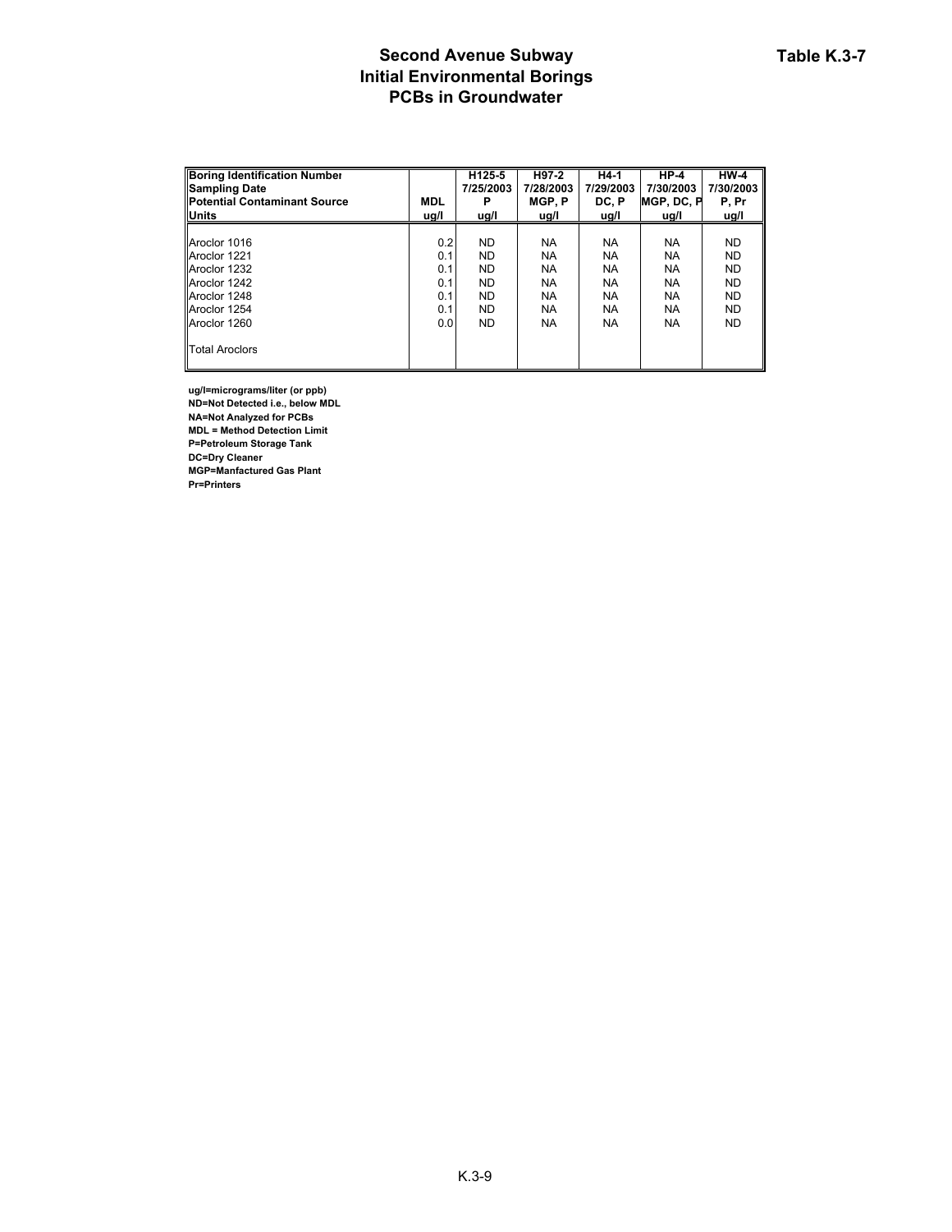# Second Avenue Subway
# Initial Environmental Borings
# PCBs in Groundwater

**Table K.3-7**

| Boring Identification Number | | H125-5 | H97-2 | H4-1 | HP-4 | HW-4 |
|---|---|---|---|---|---|---|
| Sampling Date | | 7/25/2003 | 7/28/2003 | 7/29/2003 | 7/30/2003 | 7/30/2003 |
| Potential Contaminant Source | MDL | P | MGP, P | DC, P | MGP, DC, P | P, Pr |
| Units | ug/l | ug/l | ug/l | ug/l | ug/l | ug/l |
| Aroclor 1016 | 0.2 | ND | NA | NA | NA | ND |
| Aroclor 1221 | 0.1 | ND | NA | NA | NA | ND |
| Aroclor 1232 | 0.1 | ND | NA | NA | NA | ND |
| Aroclor 1242 | 0.1 | ND | NA | NA | NA | ND |
| Aroclor 1248 | 0.1 | ND | NA | NA | NA | ND |
| Aroclor 1254 | 0.1 | ND | NA | NA | NA | ND |
| Aroclor 1260 | 0.0 | ND | NA | NA | NA | ND |
| Total Aroclors | | | | | | |

**ug/l=micrograms/liter (or ppb)**
**ND=Not Detected i.e., below MDL**
**NA=Not Analyzed for PCBs**
**MDL = Method Detection Limit**
**P=Petroleum Storage Tank**
**DC=Dry Cleaner**
**MGP=Manfactured Gas Plant**
**Pr=Printers**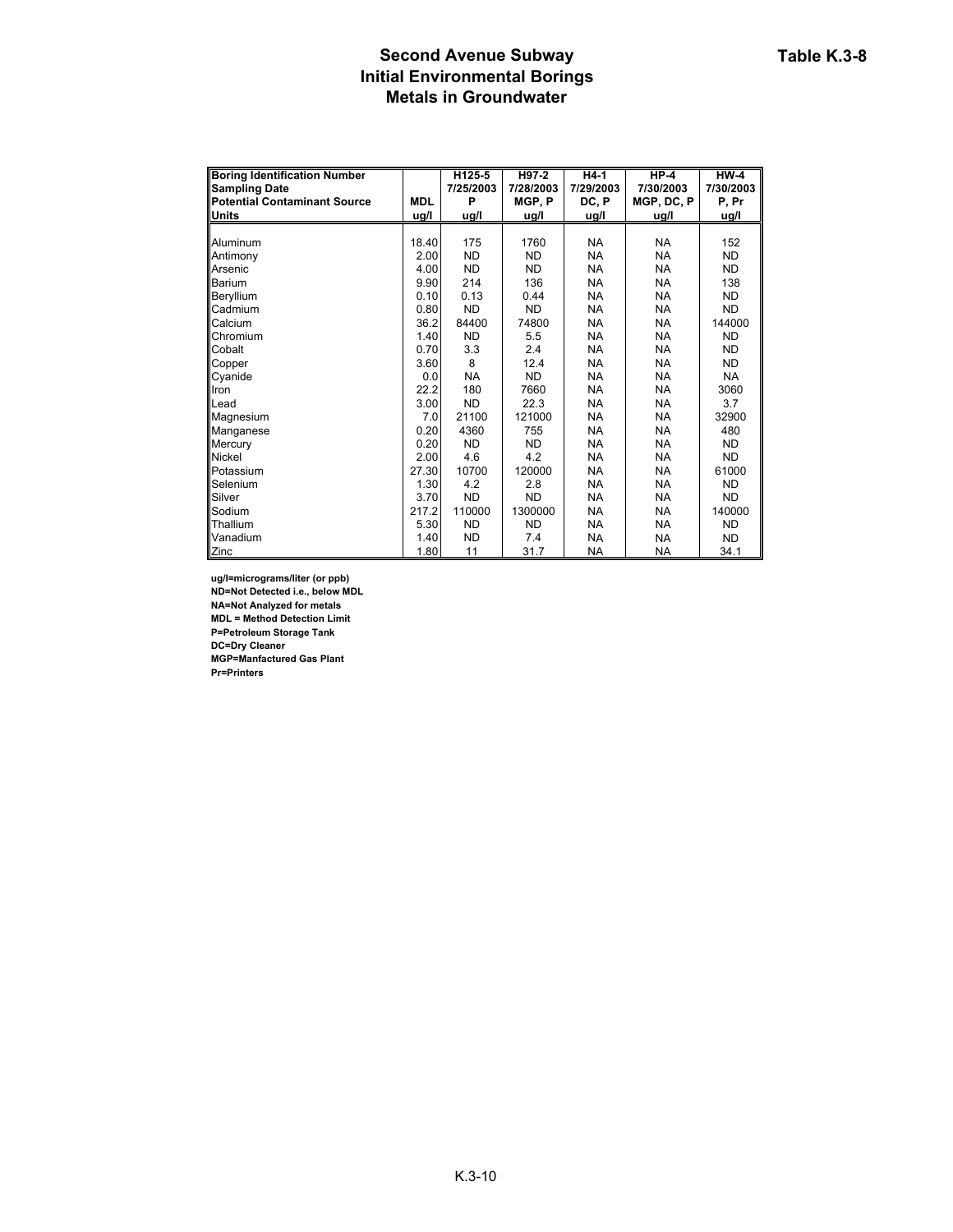# Second Avenue Subway
# Initial Environmental Borings
# Metals in Groundwater

**Table K.3-8**

| Boring Identification Number | | H125-5 | H97-2 | H4-1 | HP-4 | HW-4 |
|---|---|---|---|---|---|---|
| Sampling Date | | 7/25/2003 | 7/28/2003 | 7/29/2003 | 7/30/2003 | 7/30/2003 |
| Potential Contaminant Source | MDL | P | MGP, P | DC, P | MGP, DC, P | P, Pr |
| Units | ug/l | ug/l | ug/l | ug/l | ug/l | ug/l |
| Aluminum | 18.40 | 175 | 1760 | NA | NA | 152 |
| Antimony | 2.00 | ND | ND | NA | NA | ND |
| Arsenic | 4.00 | ND | ND | NA | NA | ND |
| Barium | 9.90 | 214 | 136 | NA | NA | 138 |
| Beryllium | 0.10 | 0.13 | 0.44 | NA | NA | ND |
| Cadmium | 0.80 | ND | ND | NA | NA | ND |
| Calcium | 36.2 | 84400 | 74800 | NA | NA | 144000 |
| Chromium | 1.40 | ND | 5.5 | NA | NA | ND |
| Cobalt | 0.70 | 3.3 | 2.4 | NA | NA | ND |
| Copper | 3.60 | 8 | 12.4 | NA | NA | ND |
| Cyanide | 0.0 | NA | ND | NA | NA | NA |
| Iron | 22.2 | 180 | 7660 | NA | NA | 3060 |
| Lead | 3.00 | ND | 22.3 | NA | NA | 3.7 |
| Magnesium | 7.0 | 21100 | 121000 | NA | NA | 32900 |
| Manganese | 0.20 | 4360 | 755 | NA | NA | 480 |
| Mercury | 0.20 | ND | ND | NA | NA | ND |
| Nickel | 2.00 | 4.6 | 4.2 | NA | NA | ND |
| Potassium | 27.30 | 10700 | 120000 | NA | NA | 61000 |
| Selenium | 1.30 | 4.2 | 2.8 | NA | NA | ND |
| Silver | 3.70 | ND | ND | NA | NA | ND |
| Sodium | 217.2 | 110000 | 1300000 | NA | NA | 140000 |
| Thallium | 5.30 | ND | ND | NA | NA | ND |
| Vanadium | 1.40 | ND | 7.4 | NA | NA | ND |
| Zinc | 1.80 | 11 | 31.7 | NA | NA | 34.1 |

**ug/l=micrograms/liter (or ppb)**
**ND=Not Detected i.e., below MDL**
**NA=Not Analyzed for metals**
**MDL = Method Detection Limit**
**P=Petroleum Storage Tank**
**DC=Dry Cleaner**
**MGP=Manfactured Gas Plant**
**Pr=Printers**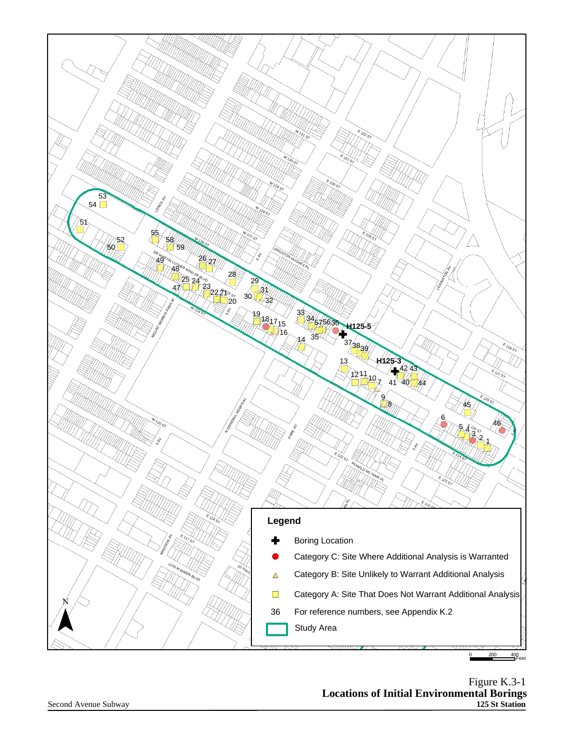**Legend**

- Boring Location
- Category C: Site Where Additional Analysis is Warranted
- Category B: Site Unlikely to Warrant Additional Analysis
- Category A: Site That Does Not Warrant Additional Analysis
- 36 For reference numbers, see Appendix K.2
- Study Area

Figure K.3-1
**Locations of Initial Environmental Borings**
**125 St Station**

Second Avenue Subway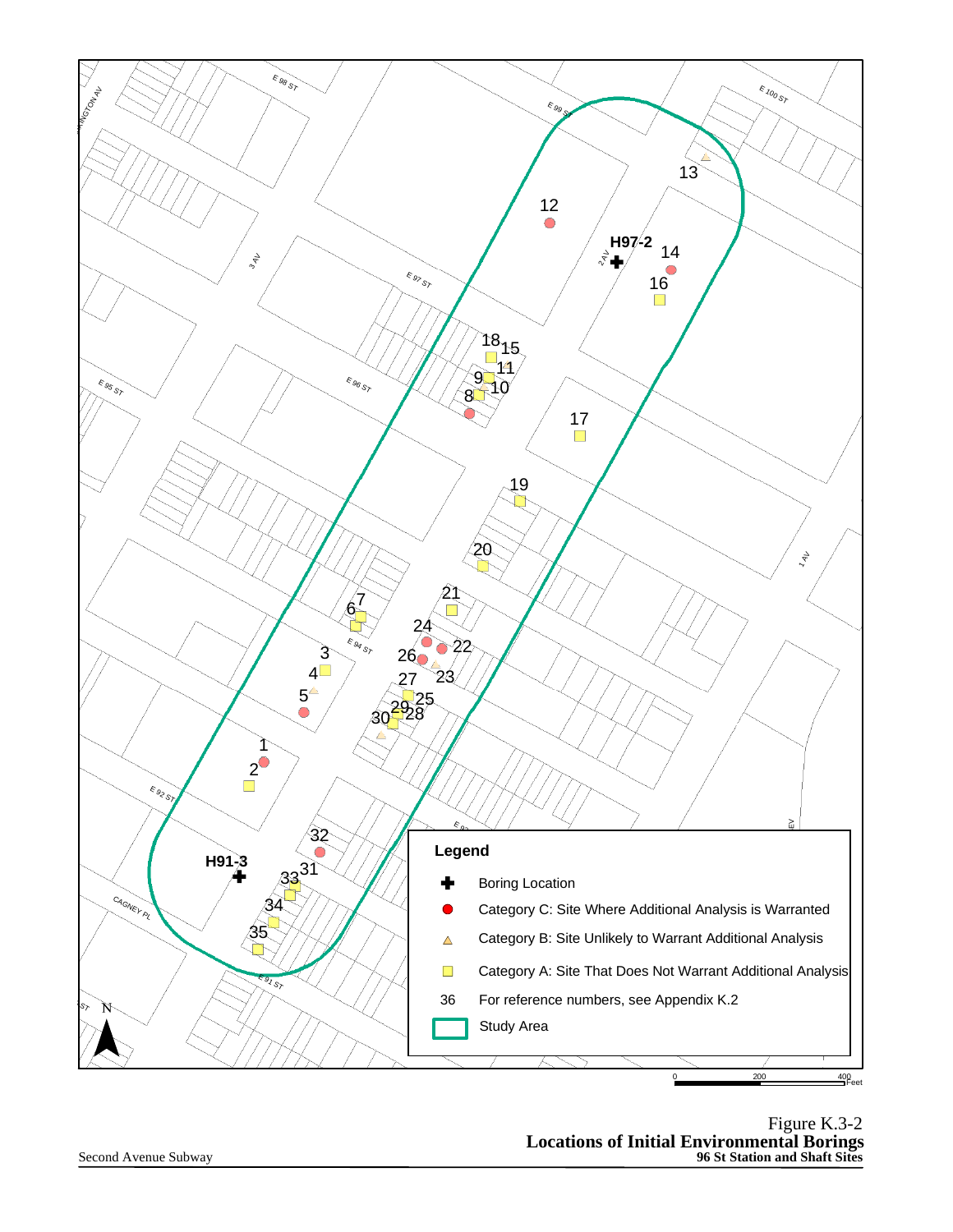**Legend**

- ✚ Boring Location
- ● Category C: Site Where Additional Analysis is Warranted
- △ Category B: Site Unlikely to Warrant Additional Analysis
- □ Category A: Site That Does Not Warrant Additional Analysis
- 36 For reference numbers, see Appendix K.2
- Study Area

Figure K.3-2
**Locations of Initial Environmental Borings**
**96 St Station and Shaft Sites**

Second Avenue Subway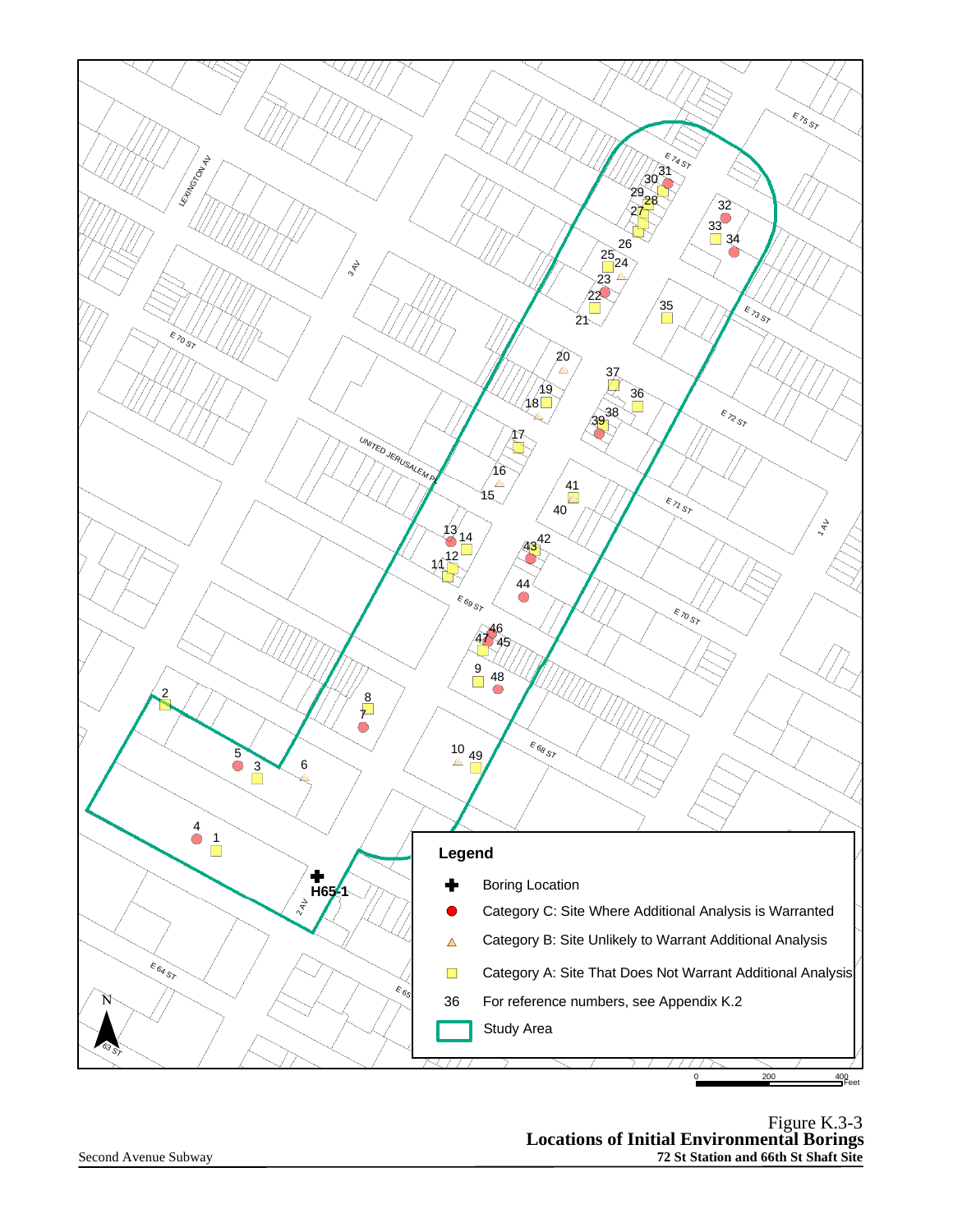Legend

- Boring Location
- Category C: Site Where Additional Analysis is Warranted
- Category B: Site Unlikely to Warrant Additional Analysis
- Category A: Site That Does Not Warrant Additional Analysis
- 36 For reference numbers, see Appendix K.2
- Study Area

Figure K.3-3
**Locations of Initial Environmental Borings**
**72 St Station and 66th St Shaft Site**

Second Avenue Subway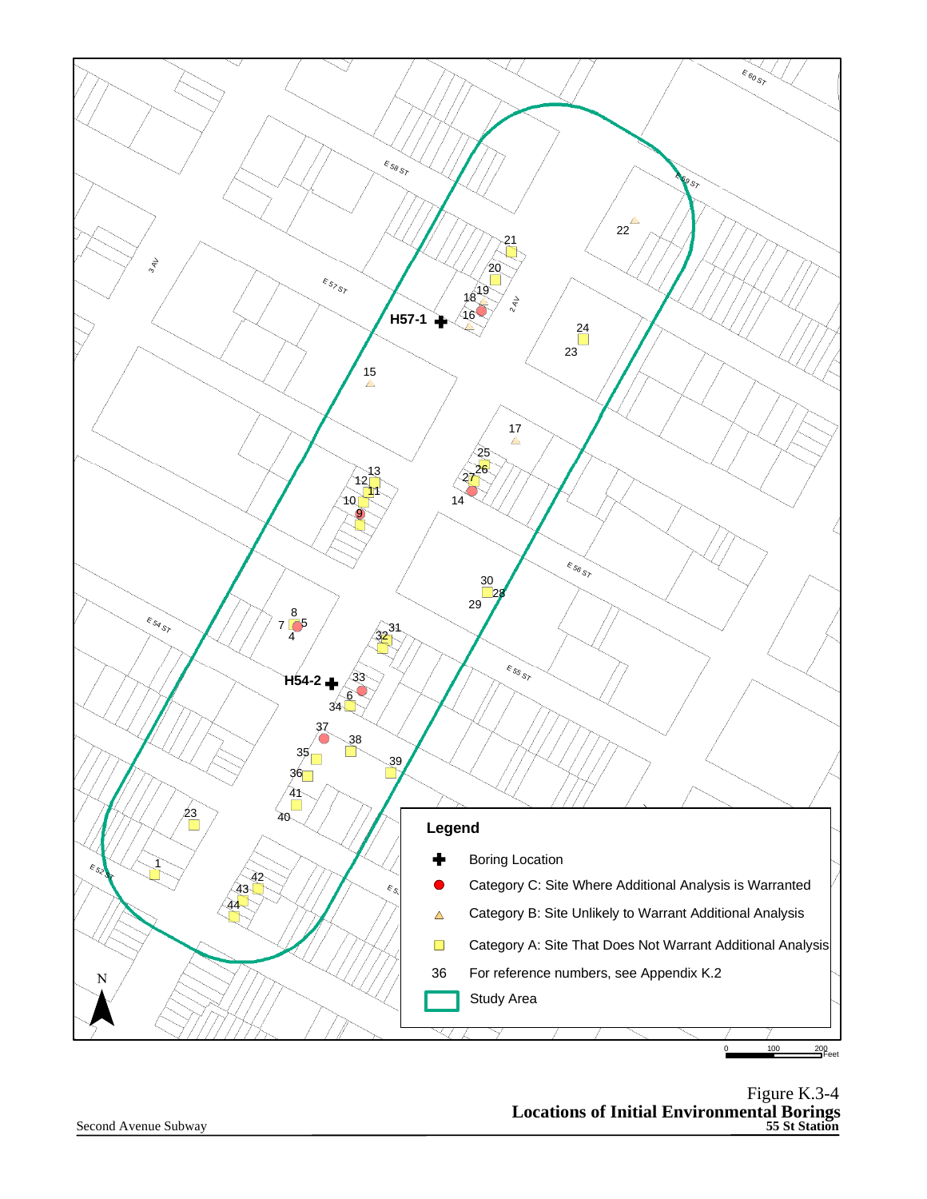Figure K.3-4
**Locations of Initial Environmental Borings**
**55 St Station**

**Legend**

- Boring Location
- Category C: Site Where Additional Analysis is Warranted
- Category B: Site Unlikely to Warrant Additional Analysis
- Category A: Site That Does Not Warrant Additional Analysis
- 36 For reference numbers, see Appendix K.2
- Study Area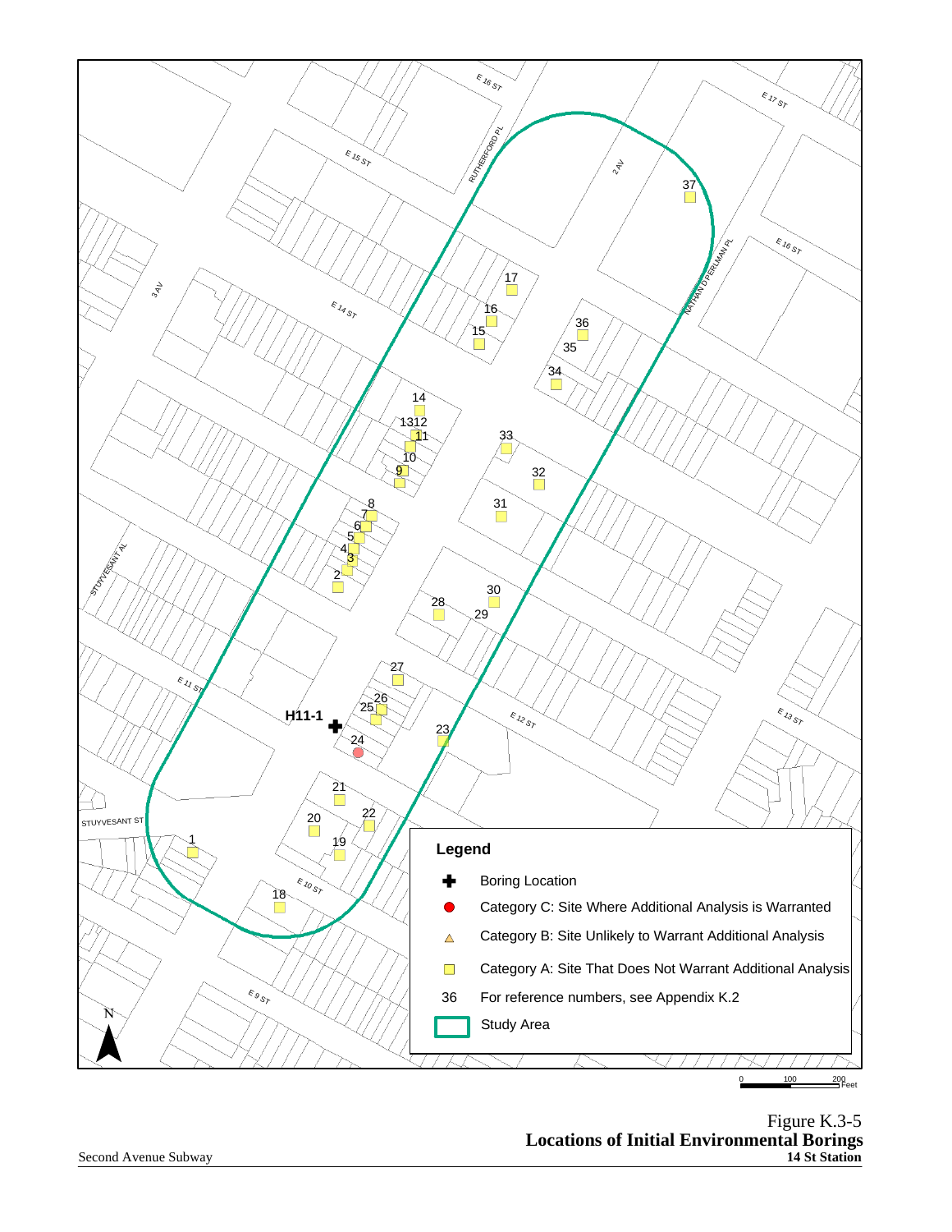Figure K.3-5
**Locations of Initial Environmental Borings**
**14 St Station**

Second Avenue Subway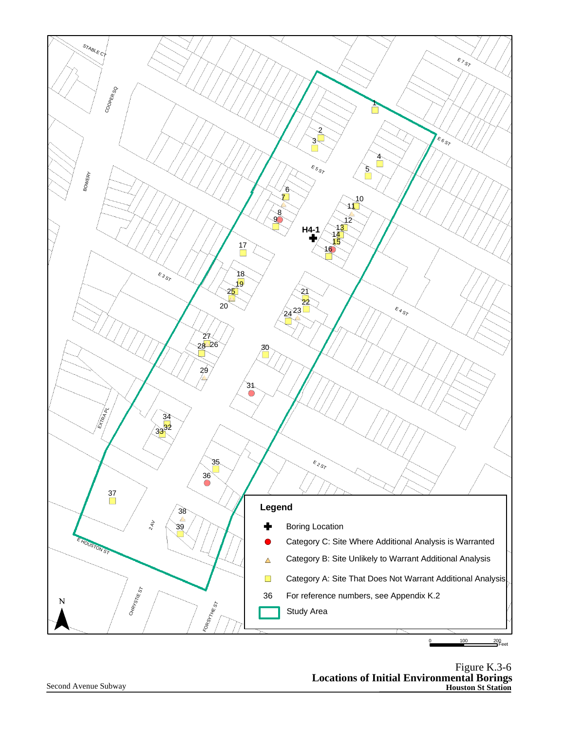Legend

- Boring Location
- Category C: Site Where Additional Analysis is Warranted
- Category B: Site Unlikely to Warrant Additional Analysis
- Category A: Site That Does Not Warrant Additional Analysis
- 36 For reference numbers, see Appendix K.2
- Study Area

Figure K.3-6
**Locations of Initial Environmental Borings**
**Houston St Station**

Second Avenue Subway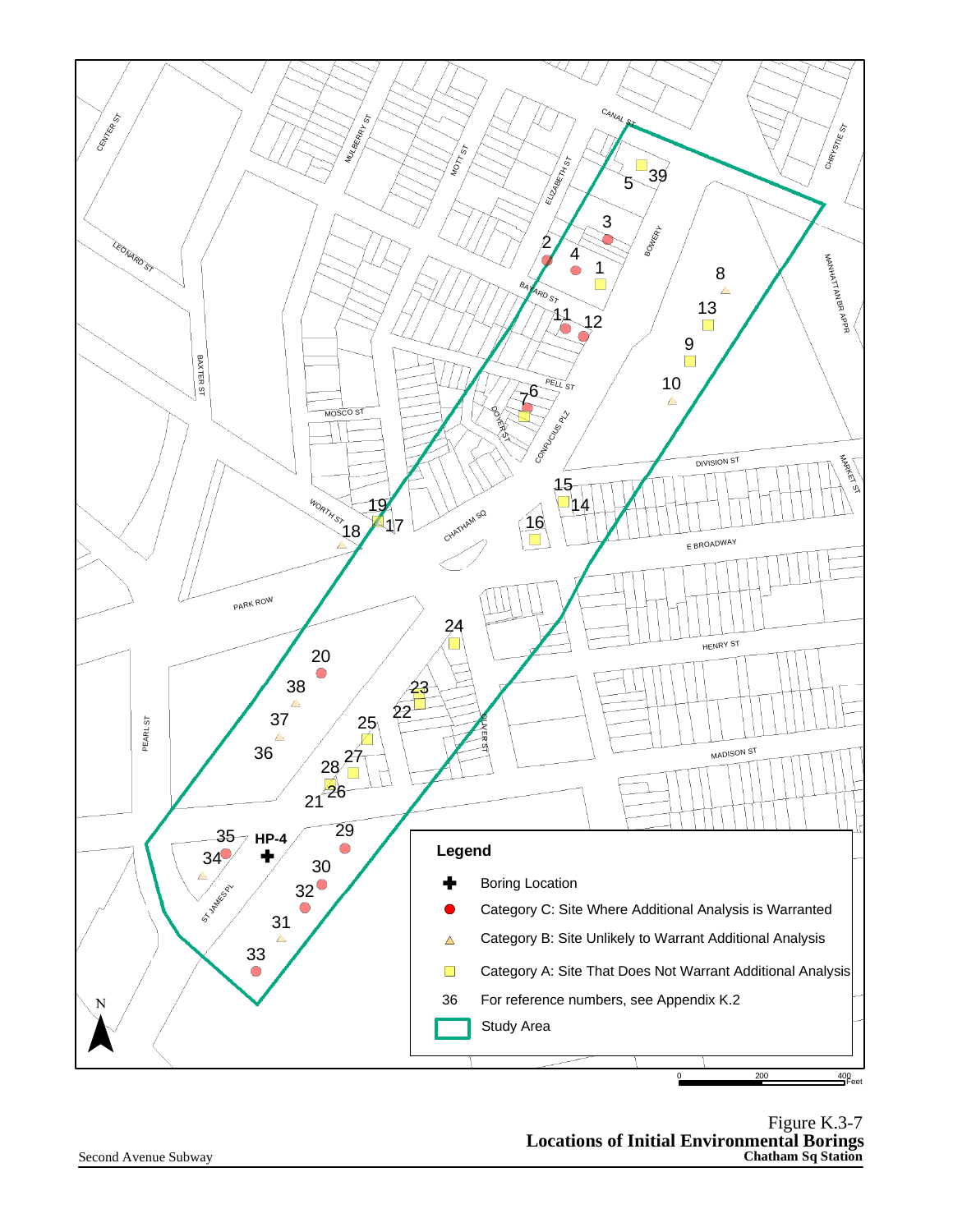Legend

- Boring Location
- Category C: Site Where Additional Analysis is Warranted
- Category B: Site Unlikely to Warrant Additional Analysis
- Category A: Site That Does Not Warrant Additional Analysis
- 36 For reference numbers, see Appendix K.2
- Study Area

Figure K.3-7
**Locations of Initial Environmental Borings**
**Chatham Sq Station**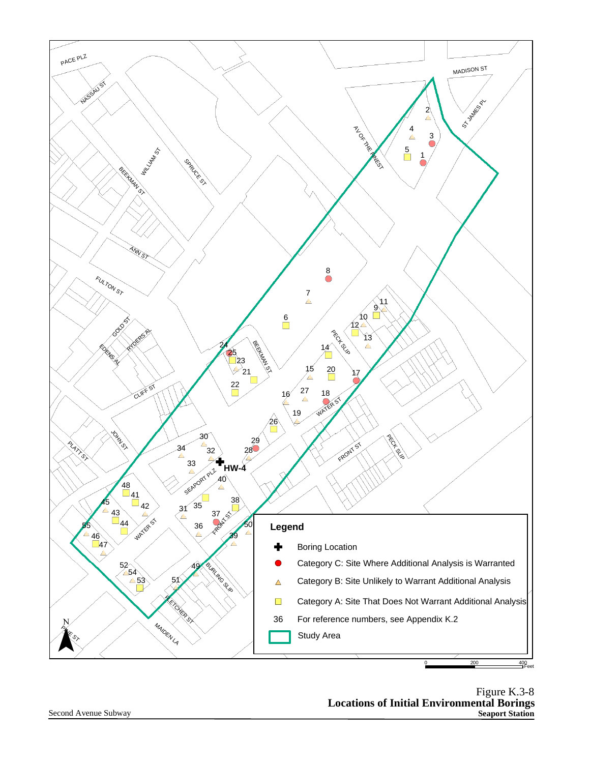PACE PLZ

NASSAU ST

MADISON ST

ST JAMES PL

AV OF THE FINEST

WILLIAM ST

SPRUCE ST

BEEKMAN ST

ANN ST

FULTON ST

GOLD ST

RYDERS AL

EDENS AL

CLIFF ST

JOHN ST

PLATT ST

BEEKMAN ST

PECK SLIP

WATER ST

FRONT ST

PECK SLIP

SEAPORT PLZ

WATER ST

FRONT ST

BURLING SLIP

FLETCHER ST

MAIDEN LA

PINE ST

HW-4

1 2 3 4 5 6 7 8 9 10 11 12 13 14 15 16 17 18 19 20 21 22 23 24 25 26 27 28 29 30 31 32 33 34 35 36 37 38 39 40 41 42 43 44 45 46 47 48 49 50 51 52 53 54 55

**Legend**

Boring Location

Category C: Site Where Additional Analysis is Warranted

Category B: Site Unlikely to Warrant Additional Analysis

Category A: Site That Does Not Warrant Additional Analysis

36 For reference numbers, see Appendix K.2

Study Area

N

0 200 400 Feet

Figure K.3-8
**Locations of Initial Environmental Borings**
**Seaport Station**

Second Avenue Subway